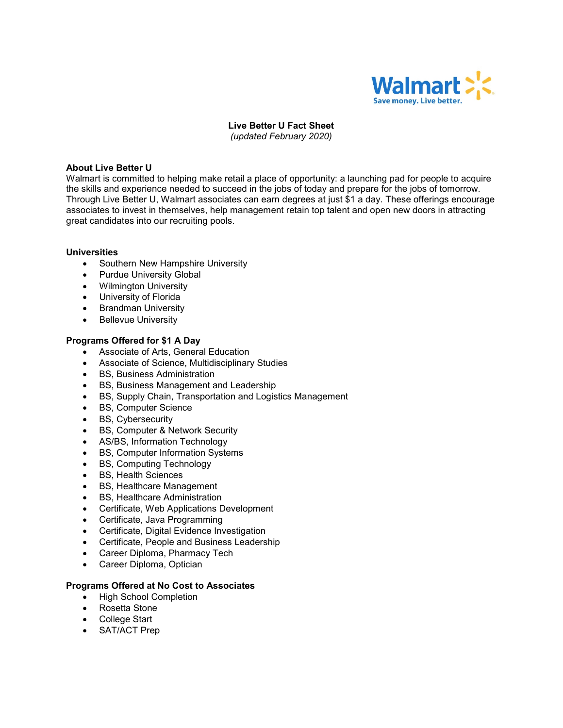Walmart
Save money. Live better.

# Live Better U Fact Sheet

*(updated February 2020)*

## About Live Better U

Walmart is committed to helping make retail a place of opportunity: a launching pad for people to acquire the skills and experience needed to succeed in the jobs of today and prepare for the jobs of tomorrow. Through Live Better U, Walmart associates can earn degrees at just $1 a day. These offerings encourage associates to invest in themselves, help management retain top talent and open new doors in attracting great candidates into our recruiting pools.

## Universities

- Southern New Hampshire University
- Purdue University Global
- Wilmington University
- University of Florida
- Brandman University
- Bellevue University

## Programs Offered for $1 A Day

- Associate of Arts, General Education
- Associate of Science, Multidisciplinary Studies
- BS, Business Administration
- BS, Business Management and Leadership
- BS, Supply Chain, Transportation and Logistics Management
- BS, Computer Science
- BS, Cybersecurity
- BS, Computer & Network Security
- AS/BS, Information Technology
- BS, Computer Information Systems
- BS, Computing Technology
- BS, Health Sciences
- BS, Healthcare Management
- BS, Healthcare Administration
- Certificate, Web Applications Development
- Certificate, Java Programming
- Certificate, Digital Evidence Investigation
- Certificate, People and Business Leadership
- Career Diploma, Pharmacy Tech
- Career Diploma, Optician

## Programs Offered at No Cost to Associates

- High School Completion
- Rosetta Stone
- College Start
- SAT/ACT Prep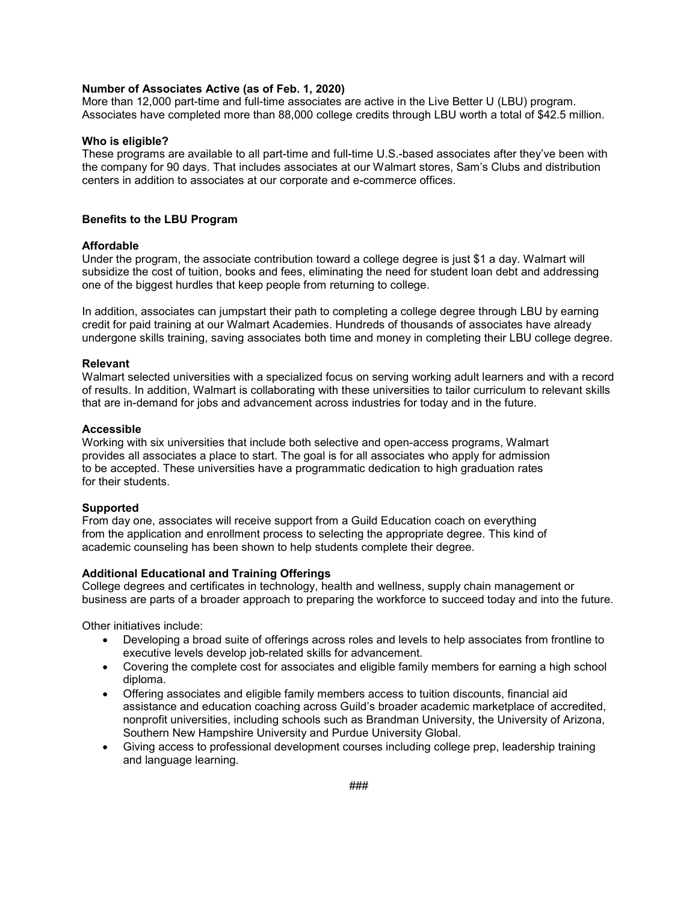**Number of Associates Active (as of Feb. 1, 2020)**
More than 12,000 part-time and full-time associates are active in the Live Better U (LBU) program. Associates have completed more than 88,000 college credits through LBU worth a total of $42.5 million.

**Who is eligible?**
These programs are available to all part-time and full-time U.S.-based associates after they've been with the company for 90 days. That includes associates at our Walmart stores, Sam's Clubs and distribution centers in addition to associates at our corporate and e-commerce offices.

**Benefits to the LBU Program**

**Affordable**
Under the program, the associate contribution toward a college degree is just $1 a day. Walmart will subsidize the cost of tuition, books and fees, eliminating the need for student loan debt and addressing one of the biggest hurdles that keep people from returning to college.

In addition, associates can jumpstart their path to completing a college degree through LBU by earning credit for paid training at our Walmart Academies. Hundreds of thousands of associates have already undergone skills training, saving associates both time and money in completing their LBU college degree.

**Relevant**
Walmart selected universities with a specialized focus on serving working adult learners and with a record of results. In addition, Walmart is collaborating with these universities to tailor curriculum to relevant skills that are in-demand for jobs and advancement across industries for today and in the future.

**Accessible**
Working with six universities that include both selective and open-access programs, Walmart provides all associates a place to start. The goal is for all associates who apply for admission to be accepted. These universities have a programmatic dedication to high graduation rates for their students.

**Supported**
From day one, associates will receive support from a Guild Education coach on everything from the application and enrollment process to selecting the appropriate degree. This kind of academic counseling has been shown to help students complete their degree.

**Additional Educational and Training Offerings**
College degrees and certificates in technology, health and wellness, supply chain management or business are parts of a broader approach to preparing the workforce to succeed today and into the future.

Other initiatives include:

- Developing a broad suite of offerings across roles and levels to help associates from frontline to executive levels develop job-related skills for advancement.
- Covering the complete cost for associates and eligible family members for earning a high school diploma.
- Offering associates and eligible family members access to tuition discounts, financial aid assistance and education coaching across Guild's broader academic marketplace of accredited, nonprofit universities, including schools such as Brandman University, the University of Arizona, Southern New Hampshire University and Purdue University Global.
- Giving access to professional development courses including college prep, leadership training and language learning.

###